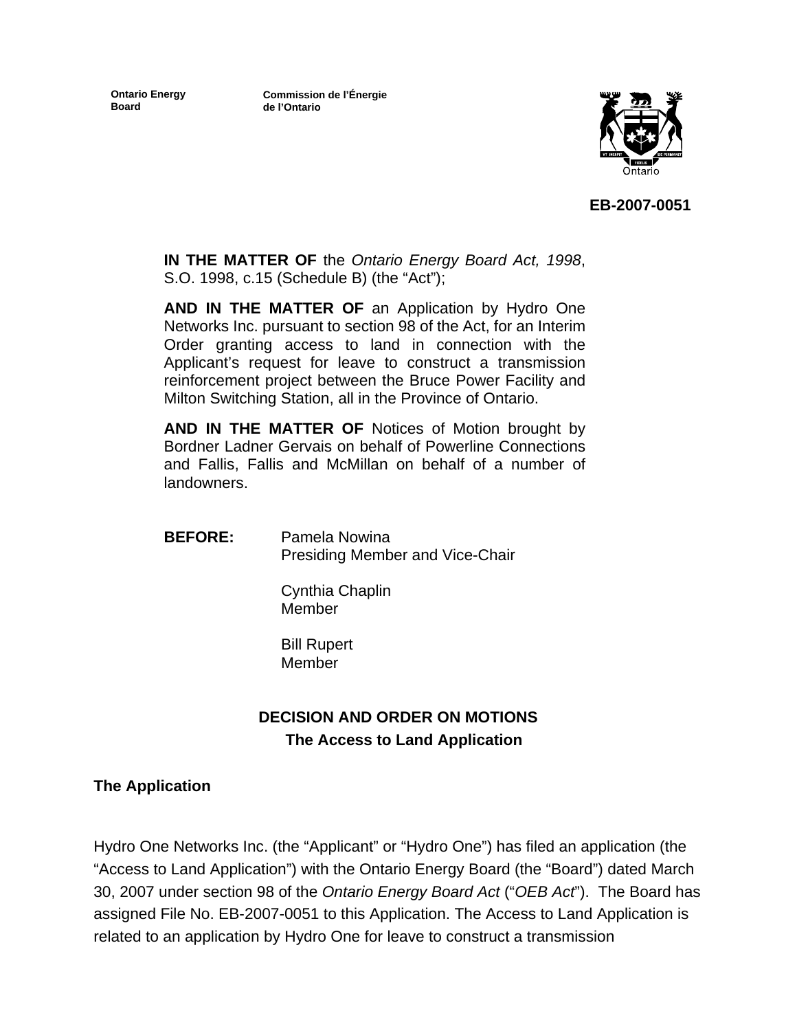Ontario Energy Board

Commission de l'Énergie de l'Ontario

**EB-2007-0051**

**IN THE MATTER OF** the *Ontario Energy Board Act, 1998*, S.O. 1998, c.15 (Schedule B) (the "Act");

**AND IN THE MATTER OF** an Application by Hydro One Networks Inc. pursuant to section 98 of the Act, for an Interim Order granting access to land in connection with the Applicant's request for leave to construct a transmission reinforcement project between the Bruce Power Facility and Milton Switching Station, all in the Province of Ontario.

**AND IN THE MATTER OF** Notices of Motion brought by Bordner Ladner Gervais on behalf of Powerline Connections and Fallis, Fallis and McMillan on behalf of a number of landowners.

**BEFORE:** Pamela Nowina
Presiding Member and Vice-Chair

Cynthia Chaplin
Member

Bill Rupert
Member

## DECISION AND ORDER ON MOTIONS
## The Access to Land Application

### The Application

Hydro One Networks Inc. (the "Applicant" or "Hydro One") has filed an application (the "Access to Land Application") with the Ontario Energy Board (the "Board") dated March 30, 2007 under section 98 of the *Ontario Energy Board Act* ("*OEB Act*"). The Board has assigned File No. EB-2007-0051 to this Application. The Access to Land Application is related to an application by Hydro One for leave to construct a transmission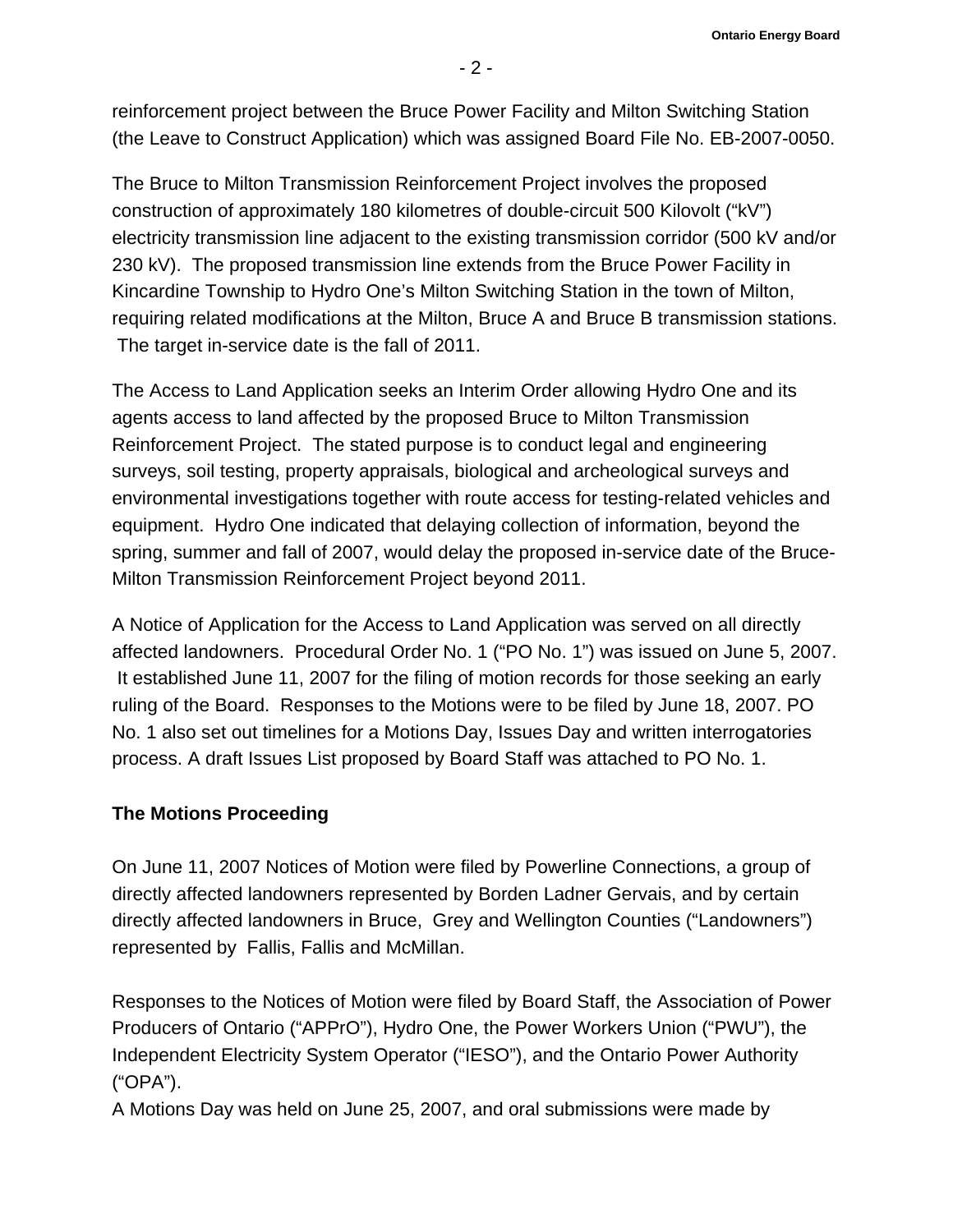reinforcement project between the Bruce Power Facility and Milton Switching Station (the Leave to Construct Application) which was assigned Board File No. EB-2007-0050.

The Bruce to Milton Transmission Reinforcement Project involves the proposed construction of approximately 180 kilometres of double-circuit 500 Kilovolt ("kV") electricity transmission line adjacent to the existing transmission corridor (500 kV and/or 230 kV). The proposed transmission line extends from the Bruce Power Facility in Kincardine Township to Hydro One's Milton Switching Station in the town of Milton, requiring related modifications at the Milton, Bruce A and Bruce B transmission stations. The target in-service date is the fall of 2011.

The Access to Land Application seeks an Interim Order allowing Hydro One and its agents access to land affected by the proposed Bruce to Milton Transmission Reinforcement Project. The stated purpose is to conduct legal and engineering surveys, soil testing, property appraisals, biological and archeological surveys and environmental investigations together with route access for testing-related vehicles and equipment. Hydro One indicated that delaying collection of information, beyond the spring, summer and fall of 2007, would delay the proposed in-service date of the Bruce-Milton Transmission Reinforcement Project beyond 2011.

A Notice of Application for the Access to Land Application was served on all directly affected landowners. Procedural Order No. 1 ("PO No. 1") was issued on June 5, 2007. It established June 11, 2007 for the filing of motion records for those seeking an early ruling of the Board. Responses to the Motions were to be filed by June 18, 2007. PO No. 1 also set out timelines for a Motions Day, Issues Day and written interrogatories process. A draft Issues List proposed by Board Staff was attached to PO No. 1.

**The Motions Proceeding**

On June 11, 2007 Notices of Motion were filed by Powerline Connections, a group of directly affected landowners represented by Borden Ladner Gervais, and by certain directly affected landowners in Bruce, Grey and Wellington Counties ("Landowners") represented by Fallis, Fallis and McMillan.

Responses to the Notices of Motion were filed by Board Staff, the Association of Power Producers of Ontario ("APPrO"), Hydro One, the Power Workers Union ("PWU"), the Independent Electricity System Operator ("IESO"), and the Ontario Power Authority ("OPA").

A Motions Day was held on June 25, 2007, and oral submissions were made by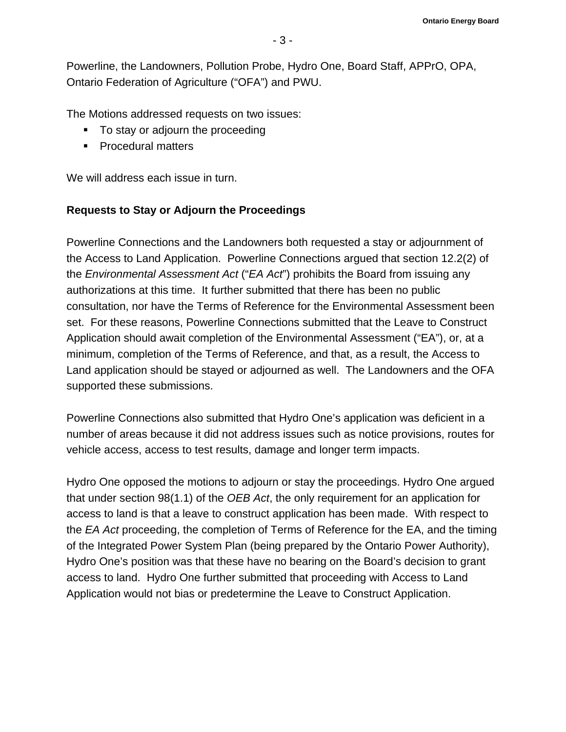Powerline, the Landowners, Pollution Probe, Hydro One, Board Staff, APPrO, OPA, Ontario Federation of Agriculture ("OFA") and PWU.

The Motions addressed requests on two issues:

- To stay or adjourn the proceeding
- Procedural matters

We will address each issue in turn.

**Requests to Stay or Adjourn the Proceedings**

Powerline Connections and the Landowners both requested a stay or adjournment of the Access to Land Application. Powerline Connections argued that section 12.2(2) of the *Environmental Assessment Act* ("*EA Act*") prohibits the Board from issuing any authorizations at this time. It further submitted that there has been no public consultation, nor have the Terms of Reference for the Environmental Assessment been set. For these reasons, Powerline Connections submitted that the Leave to Construct Application should await completion of the Environmental Assessment ("EA"), or, at a minimum, completion of the Terms of Reference, and that, as a result, the Access to Land application should be stayed or adjourned as well. The Landowners and the OFA supported these submissions.

Powerline Connections also submitted that Hydro One's application was deficient in a number of areas because it did not address issues such as notice provisions, routes for vehicle access, access to test results, damage and longer term impacts.

Hydro One opposed the motions to adjourn or stay the proceedings. Hydro One argued that under section 98(1.1) of the *OEB Act*, the only requirement for an application for access to land is that a leave to construct application has been made. With respect to the *EA Act* proceeding, the completion of Terms of Reference for the EA, and the timing of the Integrated Power System Plan (being prepared by the Ontario Power Authority), Hydro One's position was that these have no bearing on the Board's decision to grant access to land. Hydro One further submitted that proceeding with Access to Land Application would not bias or predetermine the Leave to Construct Application.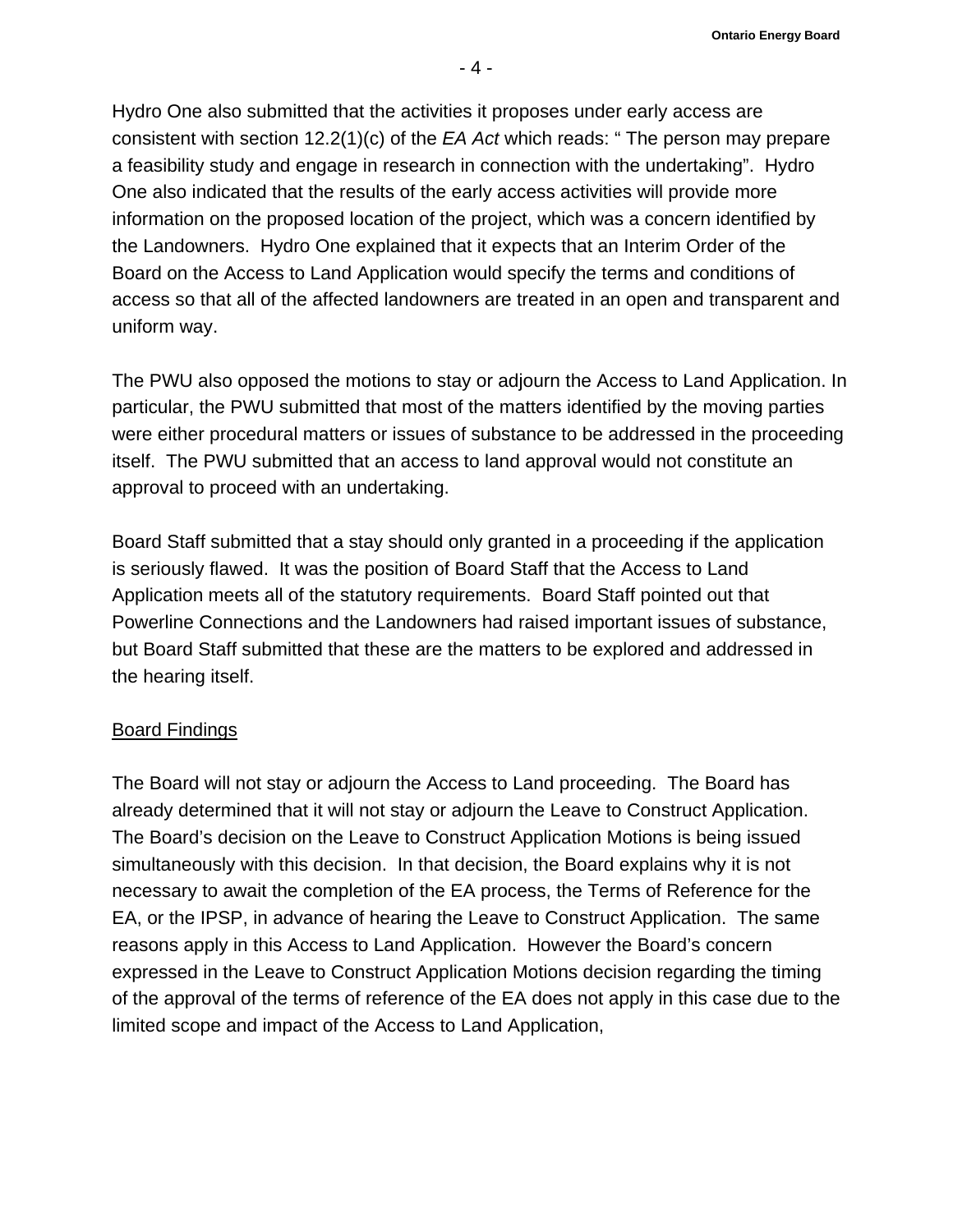Hydro One also submitted that the activities it proposes under early access are consistent with section 12.2(1)(c) of the *EA Act* which reads: " The person may prepare a feasibility study and engage in research in connection with the undertaking". Hydro One also indicated that the results of the early access activities will provide more information on the proposed location of the project, which was a concern identified by the Landowners. Hydro One explained that it expects that an Interim Order of the Board on the Access to Land Application would specify the terms and conditions of access so that all of the affected landowners are treated in an open and transparent and uniform way.

The PWU also opposed the motions to stay or adjourn the Access to Land Application. In particular, the PWU submitted that most of the matters identified by the moving parties were either procedural matters or issues of substance to be addressed in the proceeding itself. The PWU submitted that an access to land approval would not constitute an approval to proceed with an undertaking.

Board Staff submitted that a stay should only granted in a proceeding if the application is seriously flawed. It was the position of Board Staff that the Access to Land Application meets all of the statutory requirements. Board Staff pointed out that Powerline Connections and the Landowners had raised important issues of substance, but Board Staff submitted that these are the matters to be explored and addressed in the hearing itself.

## Board Findings

The Board will not stay or adjourn the Access to Land proceeding. The Board has already determined that it will not stay or adjourn the Leave to Construct Application. The Board's decision on the Leave to Construct Application Motions is being issued simultaneously with this decision. In that decision, the Board explains why it is not necessary to await the completion of the EA process, the Terms of Reference for the EA, or the IPSP, in advance of hearing the Leave to Construct Application. The same reasons apply in this Access to Land Application. However the Board's concern expressed in the Leave to Construct Application Motions decision regarding the timing of the approval of the terms of reference of the EA does not apply in this case due to the limited scope and impact of the Access to Land Application,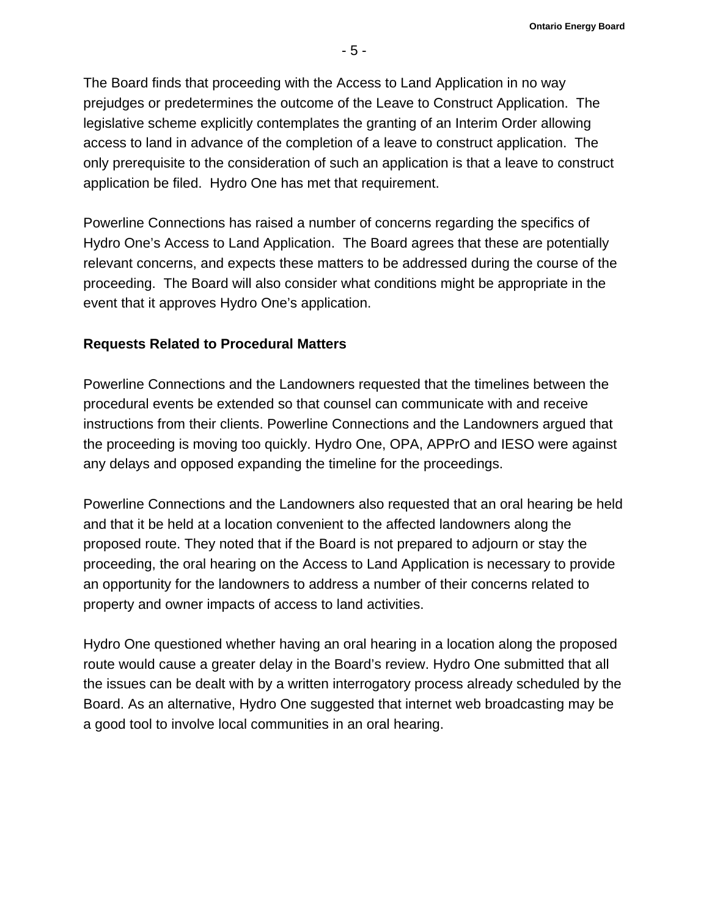The Board finds that proceeding with the Access to Land Application in no way prejudges or predetermines the outcome of the Leave to Construct Application. The legislative scheme explicitly contemplates the granting of an Interim Order allowing access to land in advance of the completion of a leave to construct application. The only prerequisite to the consideration of such an application is that a leave to construct application be filed. Hydro One has met that requirement.

Powerline Connections has raised a number of concerns regarding the specifics of Hydro One's Access to Land Application. The Board agrees that these are potentially relevant concerns, and expects these matters to be addressed during the course of the proceeding. The Board will also consider what conditions might be appropriate in the event that it approves Hydro One's application.

**Requests Related to Procedural Matters**

Powerline Connections and the Landowners requested that the timelines between the procedural events be extended so that counsel can communicate with and receive instructions from their clients. Powerline Connections and the Landowners argued that the proceeding is moving too quickly. Hydro One, OPA, APPrO and IESO were against any delays and opposed expanding the timeline for the proceedings.

Powerline Connections and the Landowners also requested that an oral hearing be held and that it be held at a location convenient to the affected landowners along the proposed route. They noted that if the Board is not prepared to adjourn or stay the proceeding, the oral hearing on the Access to Land Application is necessary to provide an opportunity for the landowners to address a number of their concerns related to property and owner impacts of access to land activities.

Hydro One questioned whether having an oral hearing in a location along the proposed route would cause a greater delay in the Board's review. Hydro One submitted that all the issues can be dealt with by a written interrogatory process already scheduled by the Board. As an alternative, Hydro One suggested that internet web broadcasting may be a good tool to involve local communities in an oral hearing.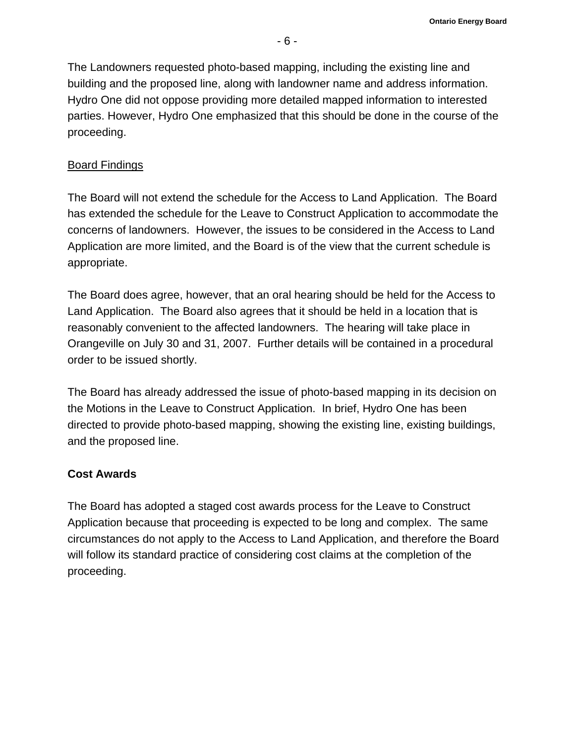The Landowners requested photo-based mapping, including the existing line and building and the proposed line, along with landowner name and address information. Hydro One did not oppose providing more detailed mapped information to interested parties. However, Hydro One emphasized that this should be done in the course of the proceeding.

Board Findings

The Board will not extend the schedule for the Access to Land Application. The Board has extended the schedule for the Leave to Construct Application to accommodate the concerns of landowners. However, the issues to be considered in the Access to Land Application are more limited, and the Board is of the view that the current schedule is appropriate.

The Board does agree, however, that an oral hearing should be held for the Access to Land Application. The Board also agrees that it should be held in a location that is reasonably convenient to the affected landowners. The hearing will take place in Orangeville on July 30 and 31, 2007. Further details will be contained in a procedural order to be issued shortly.

The Board has already addressed the issue of photo-based mapping in its decision on the Motions in the Leave to Construct Application. In brief, Hydro One has been directed to provide photo-based mapping, showing the existing line, existing buildings, and the proposed line.

**Cost Awards**

The Board has adopted a staged cost awards process for the Leave to Construct Application because that proceeding is expected to be long and complex. The same circumstances do not apply to the Access to Land Application, and therefore the Board will follow its standard practice of considering cost claims at the completion of the proceeding.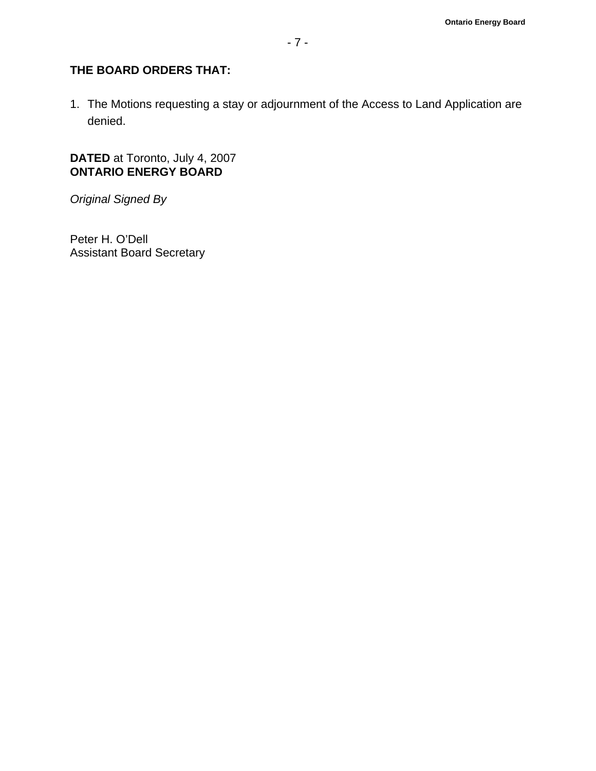**THE BOARD ORDERS THAT:**

1. The Motions requesting a stay or adjournment of the Access to Land Application are denied.

**DATED** at Toronto, July 4, 2007
**ONTARIO ENERGY BOARD**

*Original Signed By*

Peter H. O'Dell
Assistant Board Secretary